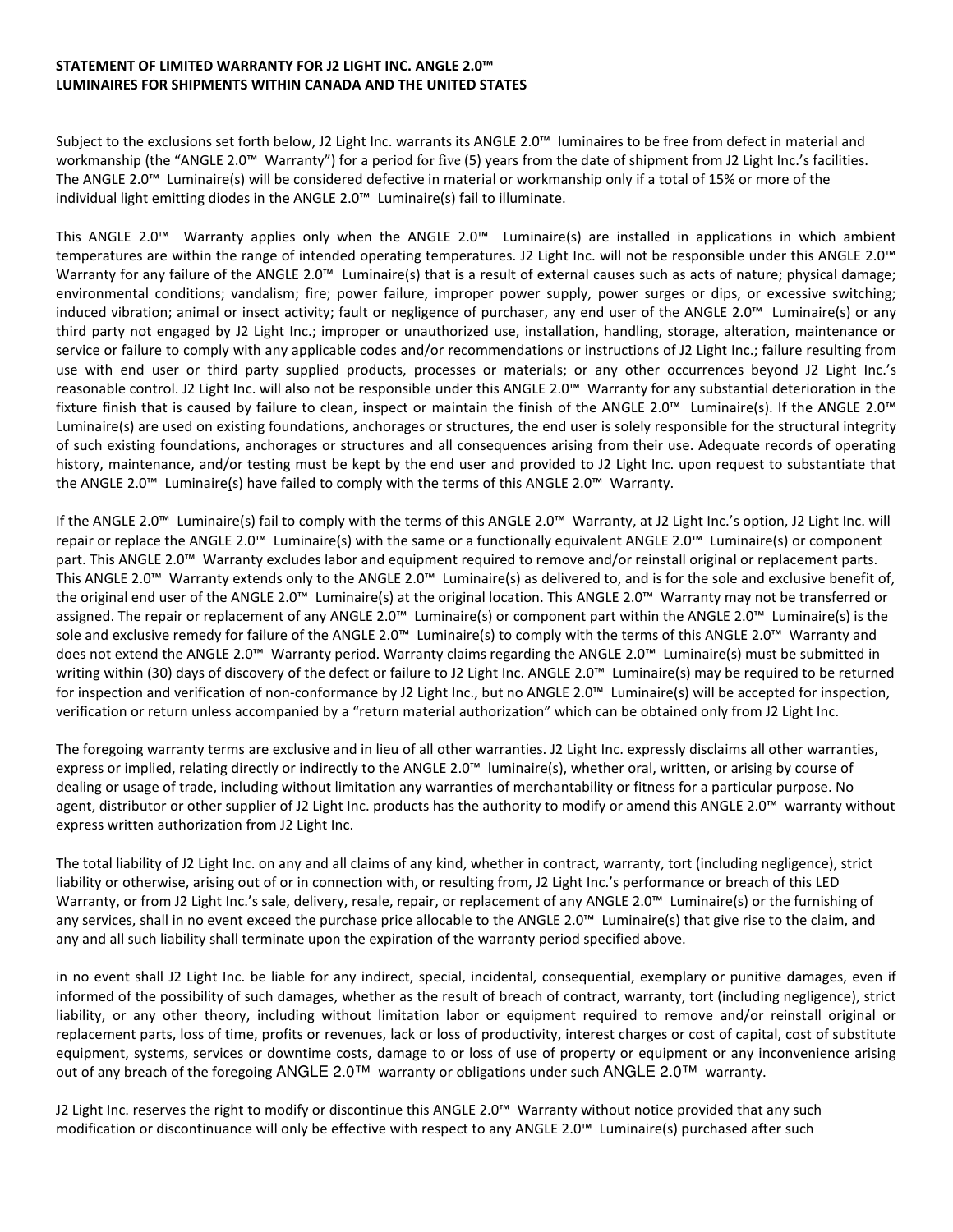**STATEMENT OF LIMITED WARRANTY FOR J2 LIGHT INC. ANGLE 2.0™ LUMINAIRES FOR SHIPMENTS WITHIN CANADA AND THE UNITED STATES**

Subject to the exclusions set forth below, J2 Light Inc. warrants its ANGLE 2.0™ luminaires to be free from defect in material and workmanship (the "ANGLE 2.0™ Warranty") for a period for five (5) years from the date of shipment from J2 Light Inc.'s facilities. The ANGLE 2.0™ Luminaire(s) will be considered defective in material or workmanship only if a total of 15% or more of the individual light emitting diodes in the ANGLE 2.0™ Luminaire(s) fail to illuminate.

This ANGLE 2.0™ Warranty applies only when the ANGLE 2.0™ Luminaire(s) are installed in applications in which ambient temperatures are within the range of intended operating temperatures. J2 Light Inc. will not be responsible under this ANGLE 2.0™ Warranty for any failure of the ANGLE 2.0™ Luminaire(s) that is a result of external causes such as acts of nature; physical damage; environmental conditions; vandalism; fire; power failure, improper power supply, power surges or dips, or excessive switching; induced vibration; animal or insect activity; fault or negligence of purchaser, any end user of the ANGLE 2.0™ Luminaire(s) or any third party not engaged by J2 Light Inc.; improper or unauthorized use, installation, handling, storage, alteration, maintenance or service or failure to comply with any applicable codes and/or recommendations or instructions of J2 Light Inc.; failure resulting from use with end user or third party supplied products, processes or materials; or any other occurrences beyond J2 Light Inc.'s reasonable control. J2 Light Inc. will also not be responsible under this ANGLE 2.0™ Warranty for any substantial deterioration in the fixture finish that is caused by failure to clean, inspect or maintain the finish of the ANGLE 2.0™ Luminaire(s). If the ANGLE 2.0™ Luminaire(s) are used on existing foundations, anchorages or structures, the end user is solely responsible for the structural integrity of such existing foundations, anchorages or structures and all consequences arising from their use. Adequate records of operating history, maintenance, and/or testing must be kept by the end user and provided to J2 Light Inc. upon request to substantiate that the ANGLE 2.0™ Luminaire(s) have failed to comply with the terms of this ANGLE 2.0™ Warranty.

If the ANGLE 2.0™ Luminaire(s) fail to comply with the terms of this ANGLE 2.0™ Warranty, at J2 Light Inc.'s option, J2 Light Inc. will repair or replace the ANGLE 2.0™ Luminaire(s) with the same or a functionally equivalent ANGLE 2.0™ Luminaire(s) or component part. This ANGLE 2.0™ Warranty excludes labor and equipment required to remove and/or reinstall original or replacement parts. This ANGLE 2.0™ Warranty extends only to the ANGLE 2.0™ Luminaire(s) as delivered to, and is for the sole and exclusive benefit of, the original end user of the ANGLE 2.0™ Luminaire(s) at the original location. This ANGLE 2.0™ Warranty may not be transferred or assigned. The repair or replacement of any ANGLE 2.0™ Luminaire(s) or component part within the ANGLE 2.0™ Luminaire(s) is the sole and exclusive remedy for failure of the ANGLE 2.0™ Luminaire(s) to comply with the terms of this ANGLE 2.0™ Warranty and does not extend the ANGLE 2.0™ Warranty period. Warranty claims regarding the ANGLE 2.0™ Luminaire(s) must be submitted in writing within (30) days of discovery of the defect or failure to J2 Light Inc. ANGLE 2.0™ Luminaire(s) may be required to be returned for inspection and verification of non-conformance by J2 Light Inc., but no ANGLE 2.0™ Luminaire(s) will be accepted for inspection, verification or return unless accompanied by a "return material authorization" which can be obtained only from J2 Light Inc.

The foregoing warranty terms are exclusive and in lieu of all other warranties. J2 Light Inc. expressly disclaims all other warranties, express or implied, relating directly or indirectly to the ANGLE 2.0™ luminaire(s), whether oral, written, or arising by course of dealing or usage of trade, including without limitation any warranties of merchantability or fitness for a particular purpose. No agent, distributor or other supplier of J2 Light Inc. products has the authority to modify or amend this ANGLE 2.0™ warranty without express written authorization from J2 Light Inc.

The total liability of J2 Light Inc. on any and all claims of any kind, whether in contract, warranty, tort (including negligence), strict liability or otherwise, arising out of or in connection with, or resulting from, J2 Light Inc.'s performance or breach of this LED Warranty, or from J2 Light Inc.'s sale, delivery, resale, repair, or replacement of any ANGLE 2.0™ Luminaire(s) or the furnishing of any services, shall in no event exceed the purchase price allocable to the ANGLE 2.0™ Luminaire(s) that give rise to the claim, and any and all such liability shall terminate upon the expiration of the warranty period specified above.

in no event shall J2 Light Inc. be liable for any indirect, special, incidental, consequential, exemplary or punitive damages, even if informed of the possibility of such damages, whether as the result of breach of contract, warranty, tort (including negligence), strict liability, or any other theory, including without limitation labor or equipment required to remove and/or reinstall original or replacement parts, loss of time, profits or revenues, lack or loss of productivity, interest charges or cost of capital, cost of substitute equipment, systems, services or downtime costs, damage to or loss of use of property or equipment or any inconvenience arising out of any breach of the foregoing ANGLE 2.0™ warranty or obligations under such ANGLE 2.0™ warranty.

J2 Light Inc. reserves the right to modify or discontinue this ANGLE 2.0™ Warranty without notice provided that any such modification or discontinuance will only be effective with respect to any ANGLE 2.0™ Luminaire(s) purchased after such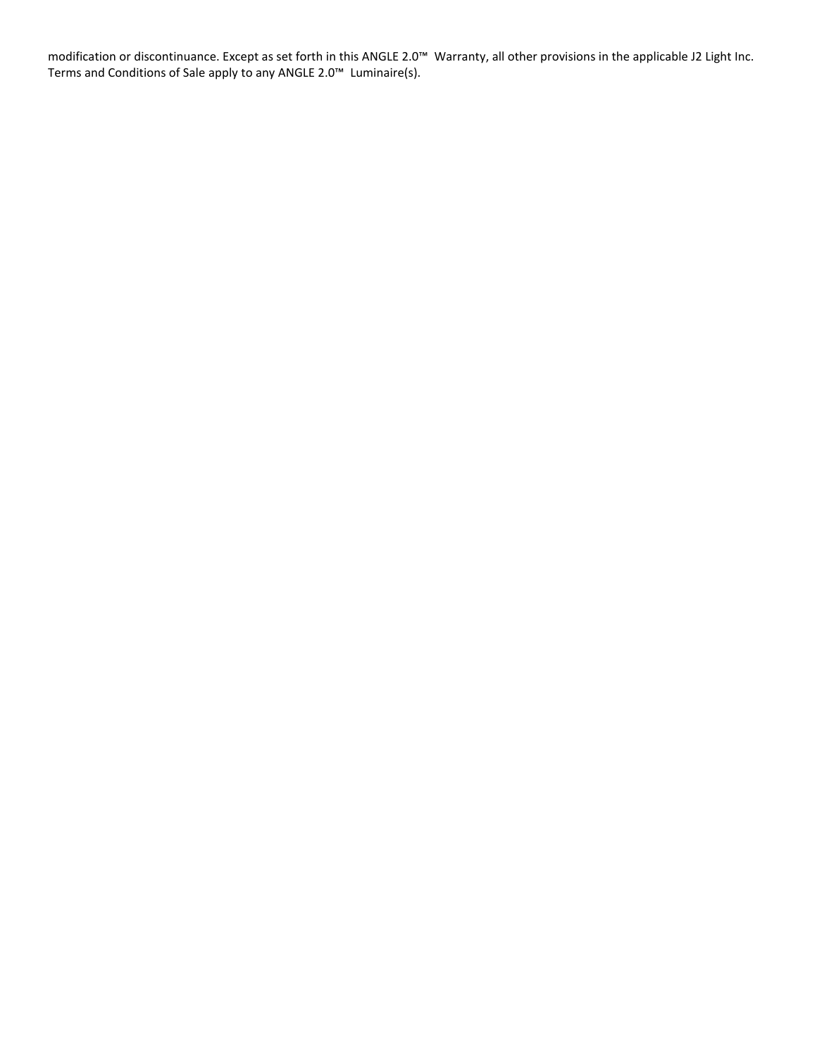modification or discontinuance. Except as set forth in this ANGLE 2.0™ Warranty, all other provisions in the applicable J2 Light Inc. Terms and Conditions of Sale apply to any ANGLE 2.0™ Luminaire(s).